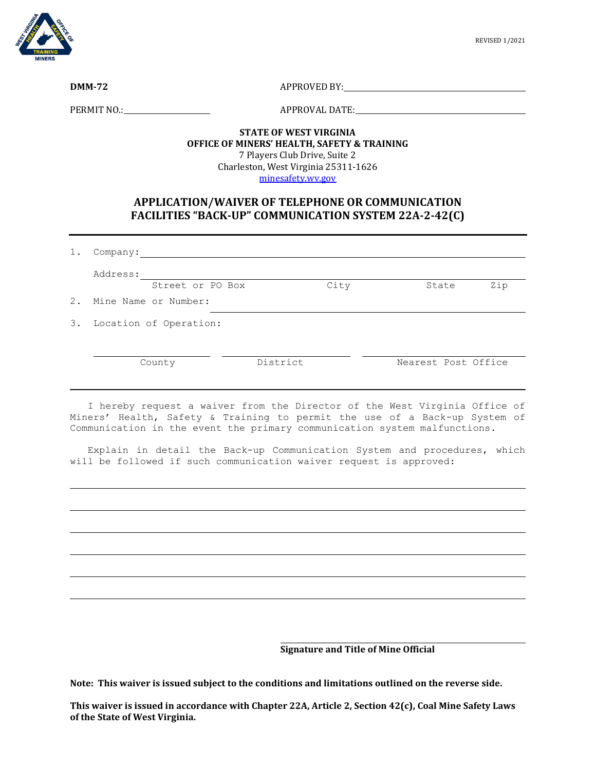REVISED 1/2021

**DMM-72**

APPROVED BY: ______________________________

PERMIT NO.: ____________________

APPROVAL DATE: ______________________________

**STATE OF WEST VIRGINIA**
**OFFICE OF MINERS' HEALTH, SAFETY & TRAINING**
7 Players Club Drive, Suite 2
Charleston, West Virginia 25311-1626
minesafety.wv.gov

## APPLICATION/WAIVER OF TELEPHONE OR COMMUNICATION FACILITIES "BACK-UP" COMMUNICATION SYSTEM 22A-2-42(C)

---

1. Company: ______________________________________________

   Address: ______________________________________________
   Street or PO Box &nbsp;&nbsp;&nbsp;&nbsp; City &nbsp;&nbsp;&nbsp;&nbsp; State &nbsp;&nbsp;&nbsp;&nbsp; Zip

2. Mine Name or Number: ______________________________________________

3. Location of Operation:

   ____________________ &nbsp;&nbsp; ____________________ &nbsp;&nbsp; ____________________
   County &nbsp;&nbsp;&nbsp;&nbsp; District &nbsp;&nbsp;&nbsp;&nbsp; Nearest Post Office

---

I hereby request a waiver from the Director of the West Virginia Office of Miners' Health, Safety & Training to permit the use of a Back-up System of Communication in the event the primary communication system malfunctions.

Explain in detail the Back-up Communication System and procedures, which will be followed if such communication waiver request is approved:

______________________________________________

______________________________________________

______________________________________________

______________________________________________

______________________________________________

______________________________________________

______________________________________________
**Signature and Title of Mine Official**

**Note: This waiver is issued subject to the conditions and limitations outlined on the reverse side.**

**This waiver is issued in accordance with Chapter 22A, Article 2, Section 42(c), Coal Mine Safety Laws of the State of West Virginia.**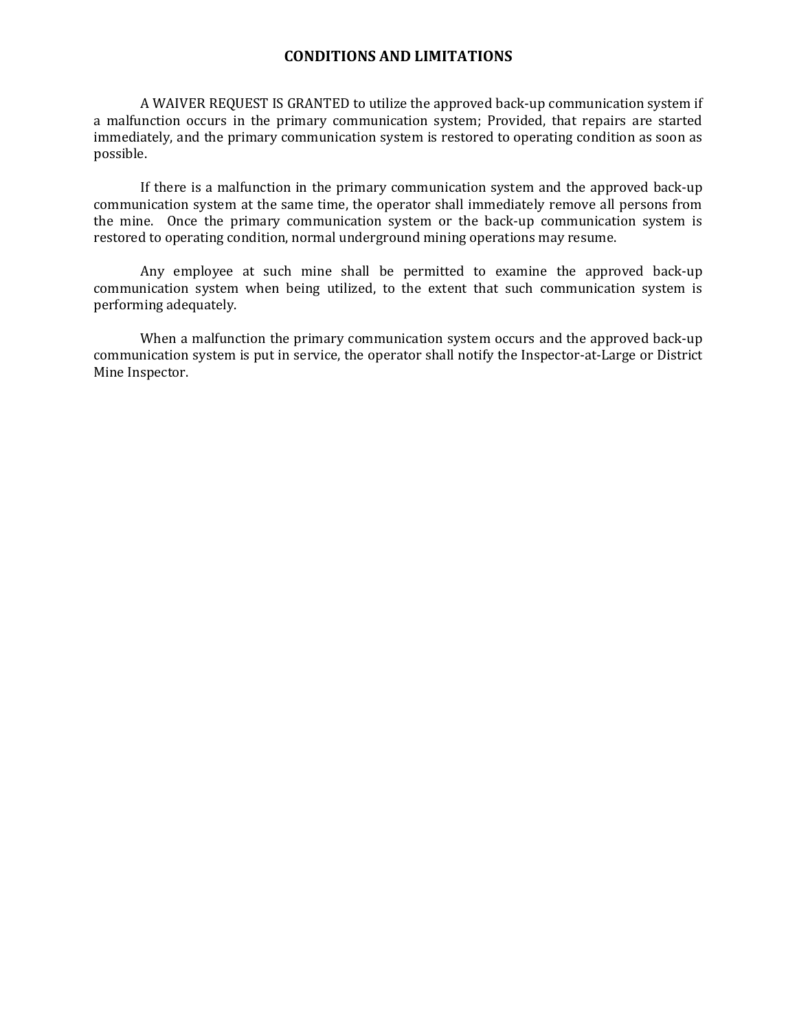## CONDITIONS AND LIMITATIONS

A WAIVER REQUEST IS GRANTED to utilize the approved back-up communication system if a malfunction occurs in the primary communication system; Provided, that repairs are started immediately, and the primary communication system is restored to operating condition as soon as possible.

If there is a malfunction in the primary communication system and the approved back-up communication system at the same time, the operator shall immediately remove all persons from the mine. Once the primary communication system or the back-up communication system is restored to operating condition, normal underground mining operations may resume.

Any employee at such mine shall be permitted to examine the approved back-up communication system when being utilized, to the extent that such communication system is performing adequately.

When a malfunction the primary communication system occurs and the approved back-up communication system is put in service, the operator shall notify the Inspector-at-Large or District Mine Inspector.